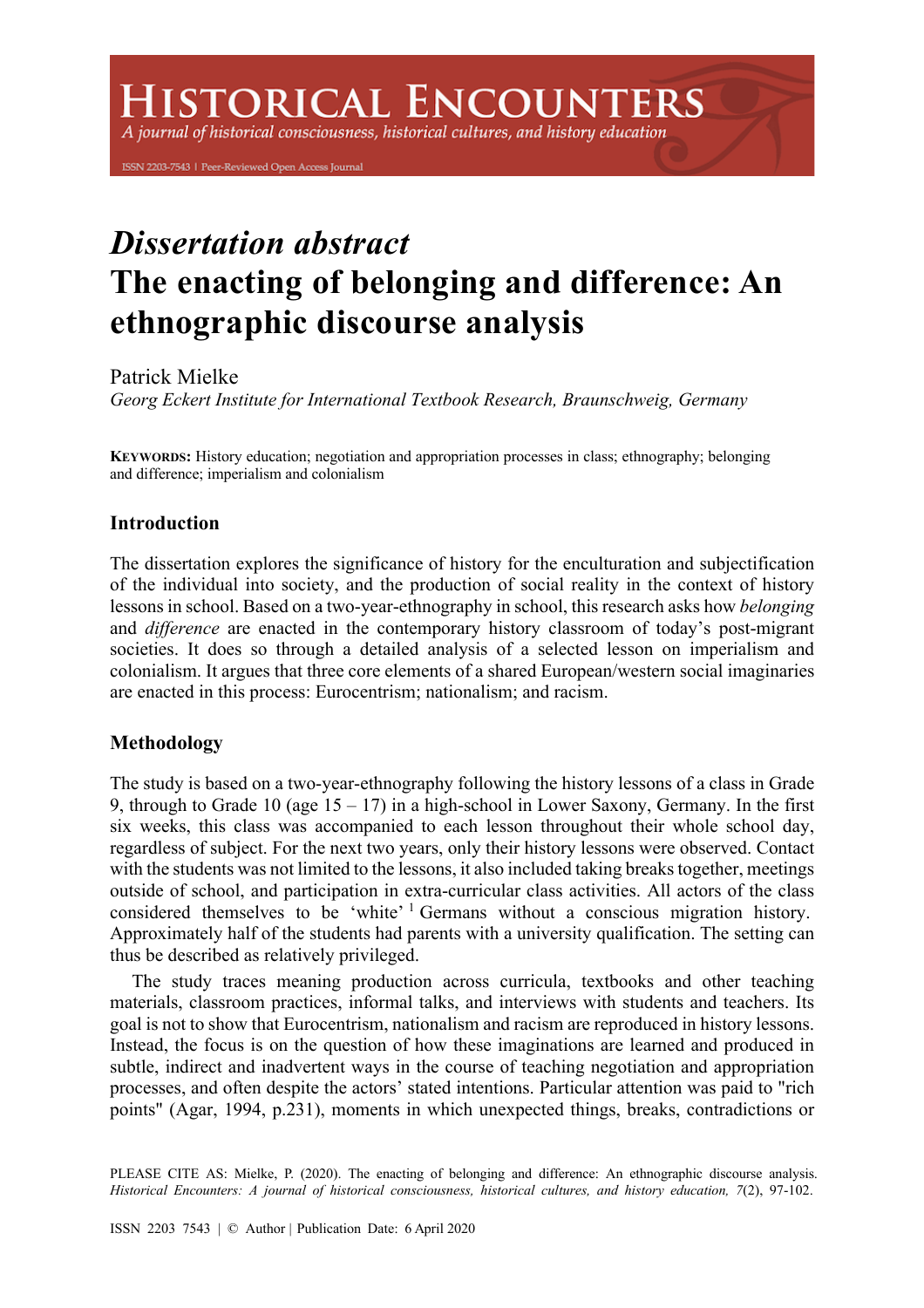# *Dissertation abstract*
# The enacting of belonging and difference: An ethnographic discourse analysis

Patrick Mielke
*Georg Eckert Institute for International Textbook Research, Braunschweig, Germany*

**Keywords:** History education; negotiation and appropriation processes in class; ethnography; belonging and difference; imperialism and colonialism

## Introduction

The dissertation explores the significance of history for the enculturation and subjectification of the individual into society, and the production of social reality in the context of history lessons in school. Based on a two-year-ethnography in school, this research asks how *belonging* and *difference* are enacted in the contemporary history classroom of today's post-migrant societies. It does so through a detailed analysis of a selected lesson on imperialism and colonialism. It argues that three core elements of a shared European/western social imaginaries are enacted in this process: Eurocentrism; nationalism; and racism.

## Methodology

The study is based on a two-year-ethnography following the history lessons of a class in Grade 9, through to Grade 10 (age 15 – 17) in a high-school in Lower Saxony, Germany. In the first six weeks, this class was accompanied to each lesson throughout their whole school day, regardless of subject. For the next two years, only their history lessons were observed. Contact with the students was not limited to the lessons, it also included taking breaks together, meetings outside of school, and participation in extra-curricular class activities. All actors of the class considered themselves to be 'white' [1] Germans without a conscious migration history. Approximately half of the students had parents with a university qualification. The setting can thus be described as relatively privileged.

The study traces meaning production across curricula, textbooks and other teaching materials, classroom practices, informal talks, and interviews with students and teachers. Its goal is not to show that Eurocentrism, nationalism and racism are reproduced in history lessons. Instead, the focus is on the question of how these imaginations are learned and produced in subtle, indirect and inadvertent ways in the course of teaching negotiation and appropriation processes, and often despite the actors' stated intentions. Particular attention was paid to "rich points" (Agar, 1994, p.231), moments in which unexpected things, breaks, contradictions or

PLEASE CITE AS: Mielke, P. (2020). The enacting of belonging and difference: An ethnographic discourse analysis. *Historical Encounters: A journal of historical consciousness, historical cultures, and history education, 7*(2), 97-102.

ISSN 2203 7543 | © Author | Publication Date: 6 April 2020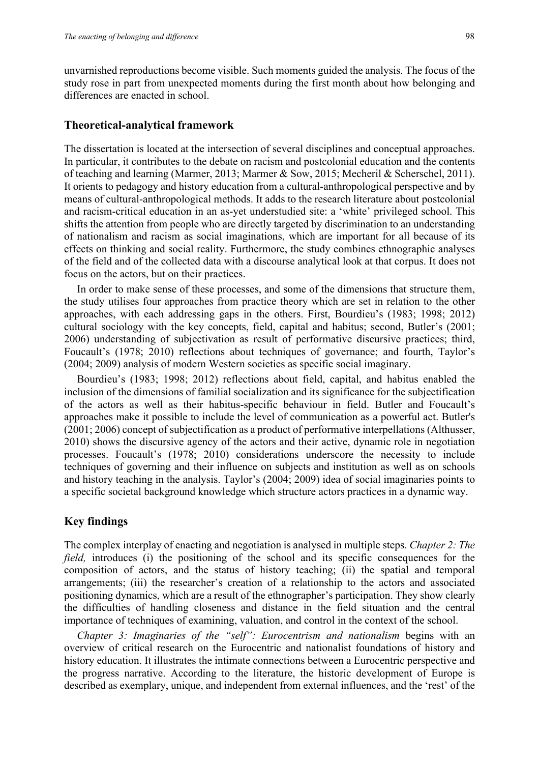unvarnished reproductions become visible. Such moments guided the analysis. The focus of the study rose in part from unexpected moments during the first month about how belonging and differences are enacted in school.

## Theoretical-analytical framework

The dissertation is located at the intersection of several disciplines and conceptual approaches. In particular, it contributes to the debate on racism and postcolonial education and the contents of teaching and learning (Marmer, 2013; Marmer & Sow, 2015; Mecheril & Scherschel, 2011). It orients to pedagogy and history education from a cultural-anthropological perspective and by means of cultural-anthropological methods. It adds to the research literature about postcolonial and racism-critical education in an as-yet understudied site: a 'white' privileged school. This shifts the attention from people who are directly targeted by discrimination to an understanding of nationalism and racism as social imaginations, which are important for all because of its effects on thinking and social reality. Furthermore, the study combines ethnographic analyses of the field and of the collected data with a discourse analytical look at that corpus. It does not focus on the actors, but on their practices.

In order to make sense of these processes, and some of the dimensions that structure them, the study utilises four approaches from practice theory which are set in relation to the other approaches, with each addressing gaps in the others. First, Bourdieu's (1983; 1998; 2012) cultural sociology with the key concepts, field, capital and habitus; second, Butler's (2001; 2006) understanding of subjectivation as result of performative discursive practices; third, Foucault's (1978; 2010) reflections about techniques of governance; and fourth, Taylor's (2004; 2009) analysis of modern Western societies as specific social imaginary.

Bourdieu's (1983; 1998; 2012) reflections about field, capital, and habitus enabled the inclusion of the dimensions of familial socialization and its significance for the subjectification of the actors as well as their habitus-specific behaviour in field. Butler and Foucault's approaches make it possible to include the level of communication as a powerful act. Butler's (2001; 2006) concept of subjectification as a product of performative interpellations (Althusser, 2010) shows the discursive agency of the actors and their active, dynamic role in negotiation processes. Foucault's (1978; 2010) considerations underscore the necessity to include techniques of governing and their influence on subjects and institution as well as on schools and history teaching in the analysis. Taylor's (2004; 2009) idea of social imaginaries points to a specific societal background knowledge which structure actors practices in a dynamic way.

## Key findings

The complex interplay of enacting and negotiation is analysed in multiple steps. *Chapter 2: The field,* introduces (i) the positioning of the school and its specific consequences for the composition of actors, and the status of history teaching; (ii) the spatial and temporal arrangements; (iii) the researcher's creation of a relationship to the actors and associated positioning dynamics, which are a result of the ethnographer's participation. They show clearly the difficulties of handling closeness and distance in the field situation and the central importance of techniques of examining, valuation, and control in the context of the school.

*Chapter 3: Imaginaries of the "self": Eurocentrism and nationalism* begins with an overview of critical research on the Eurocentric and nationalist foundations of history and history education. It illustrates the intimate connections between a Eurocentric perspective and the progress narrative. According to the literature, the historic development of Europe is described as exemplary, unique, and independent from external influences, and the 'rest' of the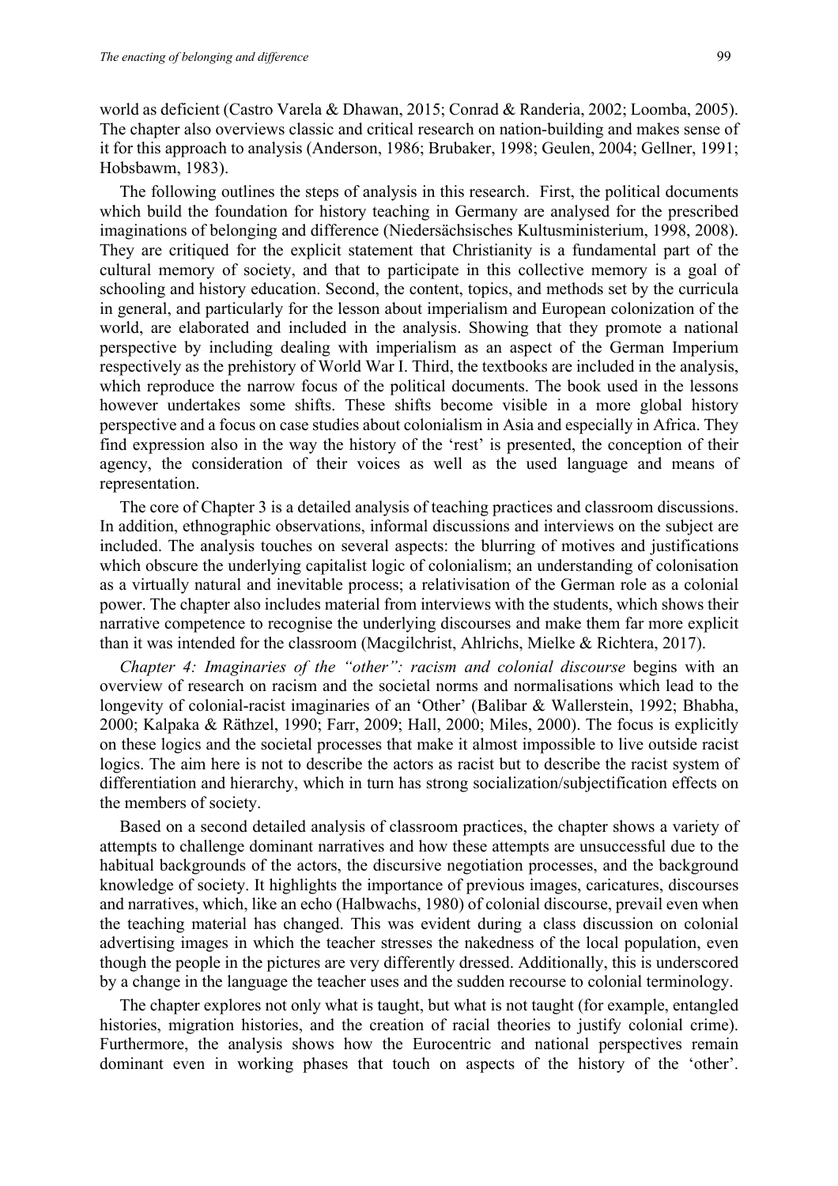world as deficient (Castro Varela & Dhawan, 2015; Conrad & Randeria, 2002; Loomba, 2005). The chapter also overviews classic and critical research on nation-building and makes sense of it for this approach to analysis (Anderson, 1986; Brubaker, 1998; Geulen, 2004; Gellner, 1991; Hobsbawm, 1983).

The following outlines the steps of analysis in this research. First, the political documents which build the foundation for history teaching in Germany are analysed for the prescribed imaginations of belonging and difference (Niedersächsisches Kultusministerium, 1998, 2008). They are critiqued for the explicit statement that Christianity is a fundamental part of the cultural memory of society, and that to participate in this collective memory is a goal of schooling and history education. Second, the content, topics, and methods set by the curricula in general, and particularly for the lesson about imperialism and European colonization of the world, are elaborated and included in the analysis. Showing that they promote a national perspective by including dealing with imperialism as an aspect of the German Imperium respectively as the prehistory of World War I. Third, the textbooks are included in the analysis, which reproduce the narrow focus of the political documents. The book used in the lessons however undertakes some shifts. These shifts become visible in a more global history perspective and a focus on case studies about colonialism in Asia and especially in Africa. They find expression also in the way the history of the 'rest' is presented, the conception of their agency, the consideration of their voices as well as the used language and means of representation.

The core of Chapter 3 is a detailed analysis of teaching practices and classroom discussions. In addition, ethnographic observations, informal discussions and interviews on the subject are included. The analysis touches on several aspects: the blurring of motives and justifications which obscure the underlying capitalist logic of colonialism; an understanding of colonisation as a virtually natural and inevitable process; a relativisation of the German role as a colonial power. The chapter also includes material from interviews with the students, which shows their narrative competence to recognise the underlying discourses and make them far more explicit than it was intended for the classroom (Macgilchrist, Ahlrichs, Mielke & Richtera, 2017).

*Chapter 4: Imaginaries of the "other": racism and colonial discourse* begins with an overview of research on racism and the societal norms and normalisations which lead to the longevity of colonial-racist imaginaries of an 'Other' (Balibar & Wallerstein, 1992; Bhabha, 2000; Kalpaka & Räthzel, 1990; Farr, 2009; Hall, 2000; Miles, 2000). The focus is explicitly on these logics and the societal processes that make it almost impossible to live outside racist logics. The aim here is not to describe the actors as racist but to describe the racist system of differentiation and hierarchy, which in turn has strong socialization/subjectification effects on the members of society.

Based on a second detailed analysis of classroom practices, the chapter shows a variety of attempts to challenge dominant narratives and how these attempts are unsuccessful due to the habitual backgrounds of the actors, the discursive negotiation processes, and the background knowledge of society. It highlights the importance of previous images, caricatures, discourses and narratives, which, like an echo (Halbwachs, 1980) of colonial discourse, prevail even when the teaching material has changed. This was evident during a class discussion on colonial advertising images in which the teacher stresses the nakedness of the local population, even though the people in the pictures are very differently dressed. Additionally, this is underscored by a change in the language the teacher uses and the sudden recourse to colonial terminology.

The chapter explores not only what is taught, but what is not taught (for example, entangled histories, migration histories, and the creation of racial theories to justify colonial crime). Furthermore, the analysis shows how the Eurocentric and national perspectives remain dominant even in working phases that touch on aspects of the history of the 'other'.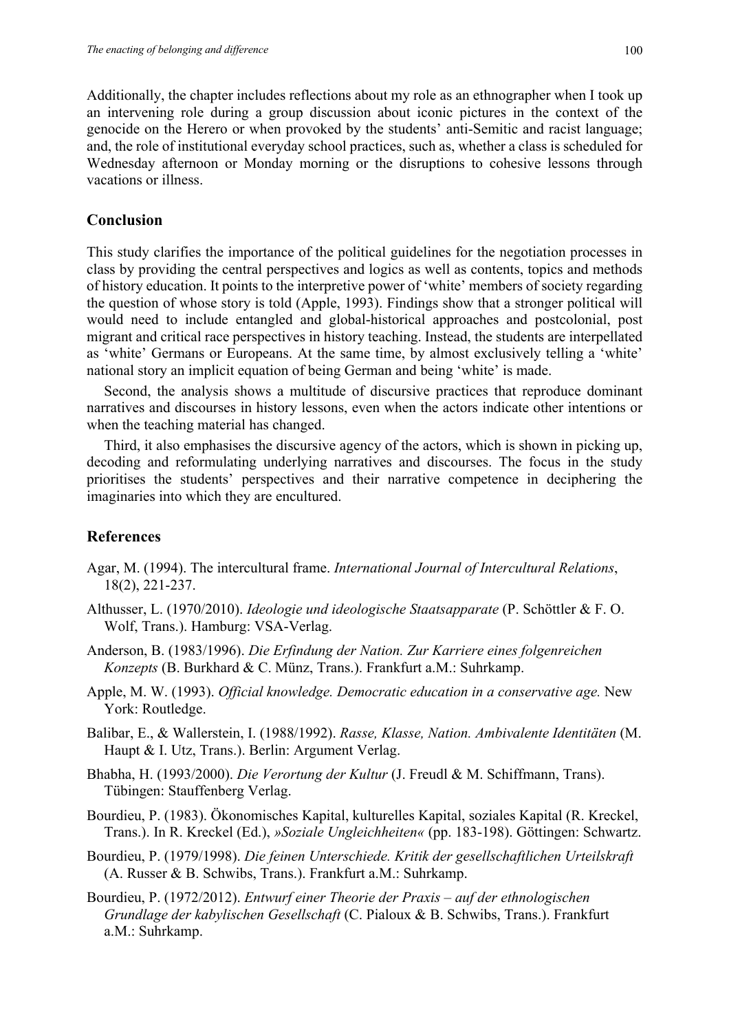Additionally, the chapter includes reflections about my role as an ethnographer when I took up an intervening role during a group discussion about iconic pictures in the context of the genocide on the Herero or when provoked by the students' anti-Semitic and racist language; and, the role of institutional everyday school practices, such as, whether a class is scheduled for Wednesday afternoon or Monday morning or the disruptions to cohesive lessons through vacations or illness.

## Conclusion

This study clarifies the importance of the political guidelines for the negotiation processes in class by providing the central perspectives and logics as well as contents, topics and methods of history education. It points to the interpretive power of 'white' members of society regarding the question of whose story is told (Apple, 1993). Findings show that a stronger political will would need to include entangled and global-historical approaches and postcolonial, post migrant and critical race perspectives in history teaching. Instead, the students are interpellated as 'white' Germans or Europeans. At the same time, by almost exclusively telling a 'white' national story an implicit equation of being German and being 'white' is made.

Second, the analysis shows a multitude of discursive practices that reproduce dominant narratives and discourses in history lessons, even when the actors indicate other intentions or when the teaching material has changed.

Third, it also emphasises the discursive agency of the actors, which is shown in picking up, decoding and reformulating underlying narratives and discourses. The focus in the study prioritises the students' perspectives and their narrative competence in deciphering the imaginaries into which they are encultured.

## References

Agar, M. (1994). The intercultural frame. *International Journal of Intercultural Relations*, 18(2), 221-237.

Althusser, L. (1970/2010). *Ideologie und ideologische Staatsapparate* (P. Schöttler & F. O. Wolf, Trans.). Hamburg: VSA-Verlag.

Anderson, B. (1983/1996). *Die Erfindung der Nation. Zur Karriere eines folgenreichen Konzepts* (B. Burkhard & C. Münz, Trans.). Frankfurt a.M.: Suhrkamp.

Apple, M. W. (1993). *Official knowledge. Democratic education in a conservative age.* New York: Routledge.

Balibar, E., & Wallerstein, I. (1988/1992). *Rasse, Klasse, Nation. Ambivalente Identitäten* (M. Haupt & I. Utz, Trans.). Berlin: Argument Verlag.

Bhabha, H. (1993/2000). *Die Verortung der Kultur* (J. Freudl & M. Schiffmann, Trans). Tübingen: Stauffenberg Verlag.

Bourdieu, P. (1983). Ökonomisches Kapital, kulturelles Kapital, soziales Kapital (R. Kreckel, Trans.). In R. Kreckel (Ed.), *»Soziale Ungleichheiten«* (pp. 183-198). Göttingen: Schwartz.

Bourdieu, P. (1979/1998). *Die feinen Unterschiede. Kritik der gesellschaftlichen Urteilskraft* (A. Russer & B. Schwibs, Trans.). Frankfurt a.M.: Suhrkamp.

Bourdieu, P. (1972/2012). *Entwurf einer Theorie der Praxis – auf der ethnologischen Grundlage der kabylischen Gesellschaft* (C. Pialoux & B. Schwibs, Trans.). Frankfurt a.M.: Suhrkamp.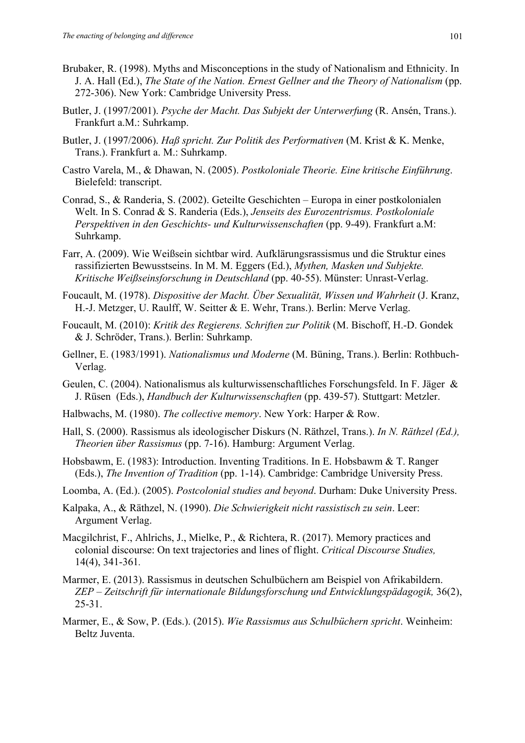Brubaker, R. (1998). Myths and Misconceptions in the study of Nationalism and Ethnicity. In J. A. Hall (Ed.), *The State of the Nation. Ernest Gellner and the Theory of Nationalism* (pp. 272-306). New York: Cambridge University Press.

Butler, J. (1997/2001). *Psyche der Macht. Das Subjekt der Unterwerfung* (R. Ansén, Trans.). Frankfurt a.M.: Suhrkamp.

Butler, J. (1997/2006). *Haß spricht. Zur Politik des Performativen* (M. Krist & K. Menke, Trans.). Frankfurt a. M.: Suhrkamp.

Castro Varela, M., & Dhawan, N. (2005). *Postkoloniale Theorie. Eine kritische Einführung*. Bielefeld: transcript.

Conrad, S., & Randeria, S. (2002). Geteilte Geschichten – Europa in einer postkolonialen Welt. In S. Conrad & S. Randeria (Eds.), *Jenseits des Eurozentrismus. Postkoloniale Perspektiven in den Geschichts- und Kulturwissenschaften* (pp. 9-49). Frankfurt a.M: Suhrkamp.

Farr, A. (2009). Wie Weißsein sichtbar wird. Aufklärungsrassismus und die Struktur eines rassifizierten Bewusstseins. In M. M. Eggers (Ed.), *Mythen, Masken und Subjekte. Kritische Weißseinsforschung in Deutschland* (pp. 40-55). Münster: Unrast-Verlag.

Foucault, M. (1978). *Dispositive der Macht. Über Sexualität, Wissen und Wahrheit* (J. Kranz, H.-J. Metzger, U. Raulff, W. Seitter & E. Wehr, Trans.). Berlin: Merve Verlag.

Foucault, M. (2010): *Kritik des Regierens. Schriften zur Politik* (M. Bischoff, H.-D. Gondek & J. Schröder, Trans.). Berlin: Suhrkamp.

Gellner, E. (1983/1991). *Nationalismus und Moderne* (M. Büning, Trans.). Berlin: Rothbuch-Verlag.

Geulen, C. (2004). Nationalismus als kulturwissenschaftliches Forschungsfeld. In F. Jäger & J. Rüsen (Eds.), *Handbuch der Kulturwissenschaften* (pp. 439-57). Stuttgart: Metzler.

Halbwachs, M. (1980). *The collective memory*. New York: Harper & Row.

Hall, S. (2000). Rassismus als ideologischer Diskurs (N. Räthzel, Trans.). *In N. Räthzel (Ed.), Theorien über Rassismus* (pp. 7-16). Hamburg: Argument Verlag.

Hobsbawm, E. (1983): Introduction. Inventing Traditions. In E. Hobsbawm & T. Ranger (Eds.), *The Invention of Tradition* (pp. 1-14). Cambridge: Cambridge University Press.

Loomba, A. (Ed.). (2005). *Postcolonial studies and beyond*. Durham: Duke University Press.

Kalpaka, A., & Räthzel, N. (1990). *Die Schwierigkeit nicht rassistisch zu sein*. Leer: Argument Verlag.

Macgilchrist, F., Ahlrichs, J., Mielke, P., & Richtera, R. (2017). Memory practices and colonial discourse: On text trajectories and lines of flight. *Critical Discourse Studies,* 14(4), 341-361.

Marmer, E. (2013). Rassismus in deutschen Schulbüchern am Beispiel von Afrikabildern. *ZEP – Zeitschrift für internationale Bildungsforschung und Entwicklungspädagogik,* 36(2), 25-31.

Marmer, E., & Sow, P. (Eds.). (2015). *Wie Rassismus aus Schulbüchern spricht*. Weinheim: Beltz Juventa.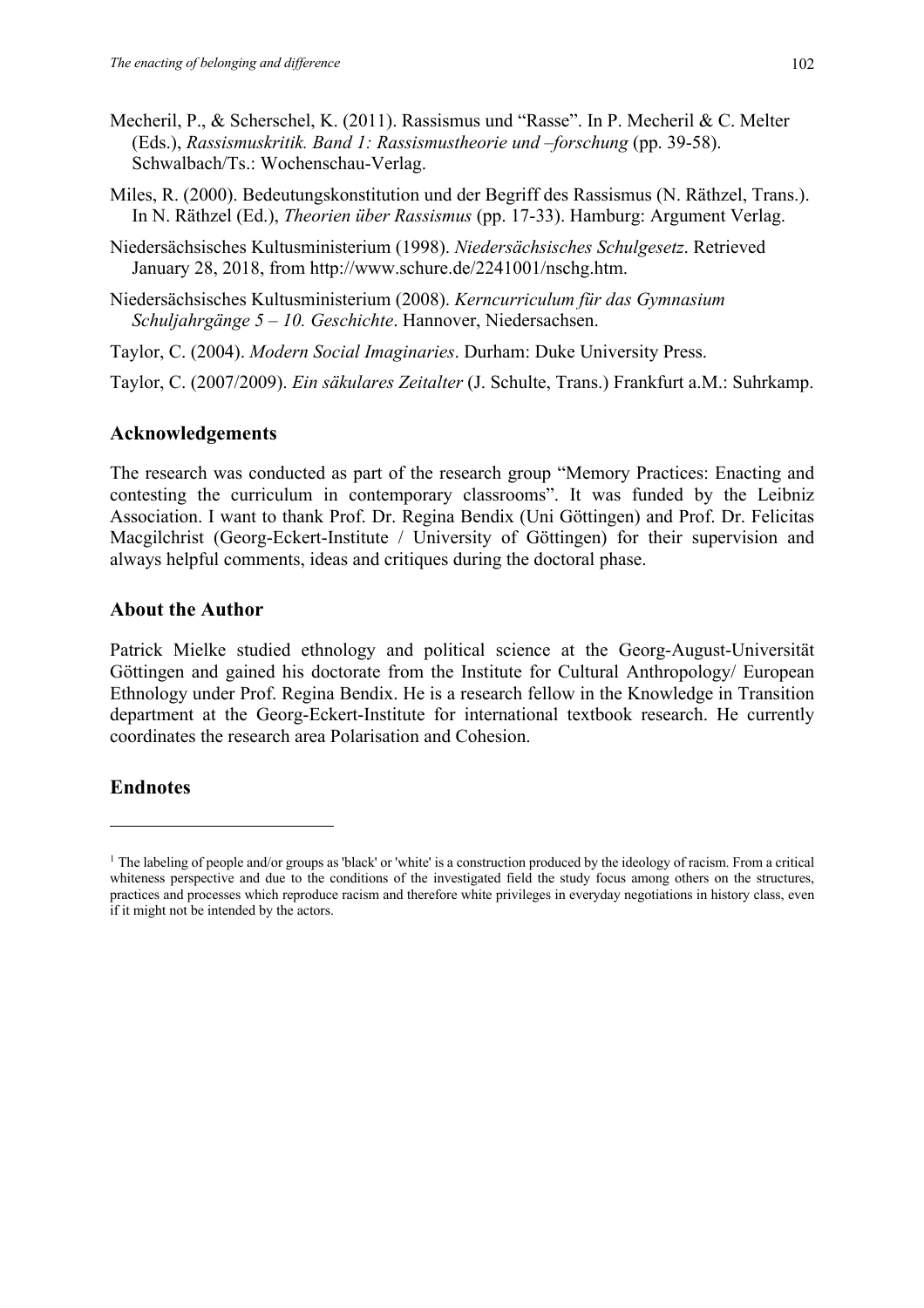Mecheril, P., & Scherschel, K. (2011). Rassismus und "Rasse". In P. Mecheril & C. Melter (Eds.), *Rassismuskritik. Band 1: Rassismustheorie und –forschung* (pp. 39-58). Schwalbach/Ts.: Wochenschau-Verlag.

Miles, R. (2000). Bedeutungskonstitution und der Begriff des Rassismus (N. Räthzel, Trans.). In N. Räthzel (Ed.), *Theorien über Rassismus* (pp. 17-33). Hamburg: Argument Verlag.

Niedersächsisches Kultusministerium (1998). *Niedersächsisches Schulgesetz*. Retrieved January 28, 2018, from http://www.schure.de/2241001/nschg.htm.

Niedersächsisches Kultusministerium (2008). *Kerncurriculum für das Gymnasium Schuljahrgänge 5 – 10. Geschichte*. Hannover, Niedersachsen.

Taylor, C. (2004). *Modern Social Imaginaries*. Durham: Duke University Press.

Taylor, C. (2007/2009). *Ein säkulares Zeitalter* (J. Schulte, Trans.) Frankfurt a.M.: Suhrkamp.

## Acknowledgements

The research was conducted as part of the research group "Memory Practices: Enacting and contesting the curriculum in contemporary classrooms". It was funded by the Leibniz Association. I want to thank Prof. Dr. Regina Bendix (Uni Göttingen) and Prof. Dr. Felicitas Macgilchrist (Georg-Eckert-Institute / University of Göttingen) for their supervision and always helpful comments, ideas and critiques during the doctoral phase.

## About the Author

Patrick Mielke studied ethnology and political science at the Georg-August-Universität Göttingen and gained his doctorate from the Institute for Cultural Anthropology/ European Ethnology under Prof. Regina Bendix. He is a research fellow in the Knowledge in Transition department at the Georg-Eckert-Institute for international textbook research. He currently coordinates the research area Polarisation and Cohesion.

## Endnotes

[1] The labeling of people and/or groups as 'black' or 'white' is a construction produced by the ideology of racism. From a critical whiteness perspective and due to the conditions of the investigated field the study focus among others on the structures, practices and processes which reproduce racism and therefore white privileges in everyday negotiations in history class, even if it might not be intended by the actors.